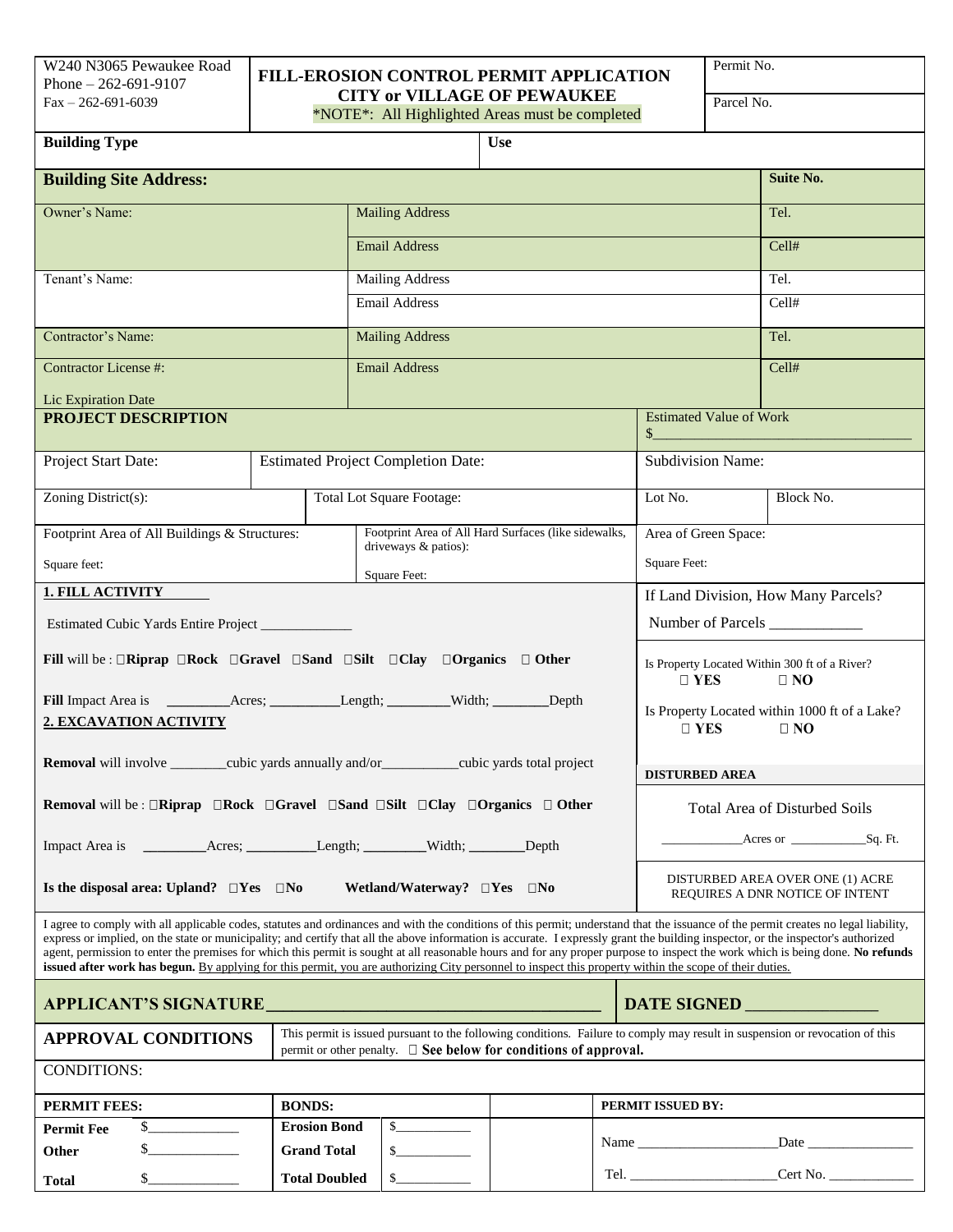| W240 N3065 Pewaukee Road<br>Phone – 262-691-9107<br>Fax – 262-691-6039 | **FILL-EROSION CONTROL PERMIT APPLICATION**<br>**CITY or VILLAGE OF PEWAUKEE**<br>*NOTE*: All Highlighted Areas must be completed | Permit No.<br><br>Parcel No. |
|---|---|---|

| **Building Type** | **Use** |
|---|---|

| **Building Site Address:** | | **Suite No.** |
|---|---|---|
| Owner's Name: | Mailing Address | Tel. |
| | Email Address | Cell# |
| Tenant's Name: | Mailing Address | Tel. |
| | Email Address | Cell# |
| Contractor's Name: | Mailing Address | Tel. |
| Contractor License #:<br><br>Lic Expiration Date | Email Address | Cell# |

| **PROJECT DESCRIPTION** | | Estimated Value of Work<br>$____________________________________ | |
|---|---|---|---|
| Project Start Date: | Estimated Project Completion Date: | Subdivision Name: | |
| Zoning District(s): | Total Lot Square Footage: | Lot No. | Block No. |
| Footprint Area of All Buildings & Structures:<br><br>Square feet: | Footprint Area of All Hard Surfaces (like sidewalks, driveways & patios):<br><br>Square Feet: | Area of Green Space:<br><br>Square Feet: | |

**1. FILL ACTIVITY**

Estimated Cubic Yards Entire Project _____________

**Fill** will be : ☐**Riprap** ☐**Rock** ☐**Gravel** ☐**Sand** ☐**Silt** ☐**Clay** ☐**Organics** ☐ **Other**

**Fill** Impact Area is _________Acres; __________Length; _________Width; ________Depth

**2. EXCAVATION ACTIVITY**

**Removal** will involve ________cubic yards annually and/or___________cubic yards total project

**Removal** will be : ☐**Riprap** ☐**Rock** ☐**Gravel** ☐**Sand** ☐**Silt** ☐**Clay** ☐**Organics** ☐ **Other**

Impact Area is _________Acres; __________Length; _________Width; ________Depth

**Is the disposal area: Upland?** ☐**Yes** ☐**No** **Wetland/Waterway?** ☐**Yes** ☐**No**

If Land Division, How Many Parcels?

Number of Parcels ____________

Is Property Located Within 300 ft of a River? ☐ **YES** ☐ **NO**

Is Property Located within 1000 ft of a Lake? ☐ **YES** ☐ **NO**

**DISTURBED AREA**

Total Area of Disturbed Soils

____________Acres or ___________Sq. Ft.

DISTURBED AREA OVER ONE (1) ACRE REQUIRES A DNR NOTICE OF INTENT

I agree to comply with all applicable codes, statutes and ordinances and with the conditions of this permit; understand that the issuance of the permit creates no legal liability, express or implied, on the state or municipality; and certify that all the above information is accurate. I expressly grant the building inspector, or the inspector's authorized agent, permission to enter the premises for which this permit is sought at all reasonable hours and for any proper purpose to inspect the work which is being done. **No refunds issued after work has begun.** By applying for this permit, you are authorizing City personnel to inspect this property within the scope of their duties.

**APPLICANT'S SIGNATURE**_______________________________________ **DATE SIGNED** _______________

| **APPROVAL CONDITIONS** | This permit is issued pursuant to the following conditions. Failure to comply may result in suspension or revocation of this permit or other penalty. ☐ **See below for conditions of approval.** |
|---|---|

CONDITIONS:

| **PERMIT FEES:** | | **BONDS:** | | | **PERMIT ISSUED BY:** |
|---|---|---|---|---|---|
| **Permit Fee** | $_____________ | **Erosion Bond** | $___________ | | Name ____________________Date _______________ |
| **Other** | $_____________ | **Grand Total** | $___________ | | |
| **Total** | $_____________ | **Total Doubled** | $___________ | | Tel. _____________________Cert No. ____________ |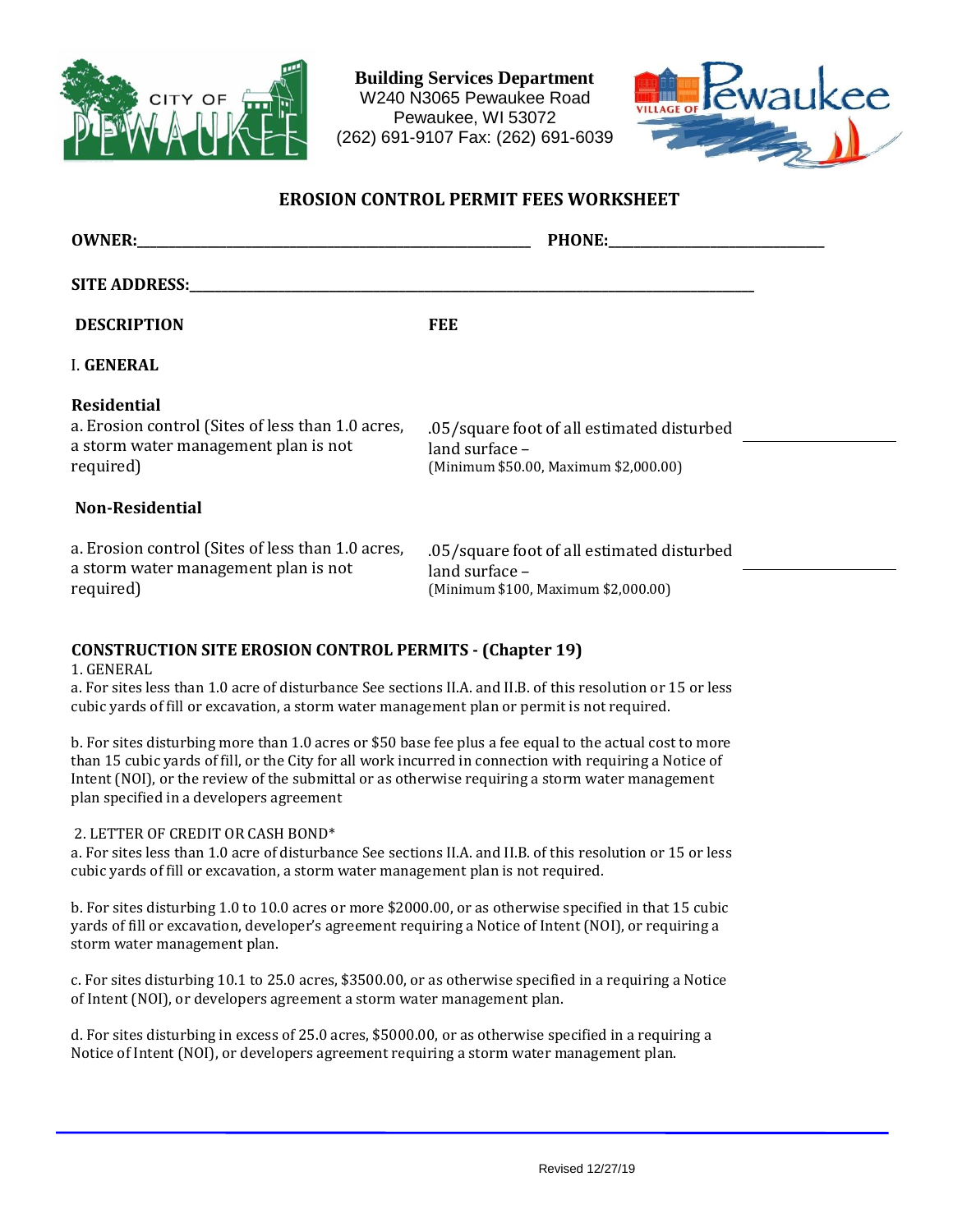**Building Services Department**
W240 N3065 Pewaukee Road
Pewaukee, WI 53072
(262) 691-9107 Fax: (262) 691-6039

## EROSION CONTROL PERMIT FEES WORKSHEET

**OWNER:**\_\_\_\_\_\_\_\_\_\_\_\_\_\_\_\_\_\_\_\_\_\_\_\_\_\_\_\_\_\_\_\_\_\_\_\_\_\_\_\_\_\_\_\_ **PHONE:**\_\_\_\_\_\_\_\_\_\_\_\_\_\_\_\_\_\_\_\_\_\_\_\_\_\_

**SITE ADDRESS:**\_\_\_\_\_\_\_\_\_\_\_\_\_\_\_\_\_\_\_\_\_\_\_\_\_\_\_\_\_\_\_\_\_\_\_\_\_\_\_\_\_\_\_\_\_\_\_\_\_\_\_\_\_\_\_\_\_\_\_\_\_\_\_\_

| DESCRIPTION | FEE | |
|---|---|---|
| I. **GENERAL** | | |
| **Residential** | | |
| a. Erosion control (Sites of less than 1.0 acres, a storm water management plan is not required) | .05/square foot of all estimated disturbed land surface – (Minimum $50.00, Maximum $2,000.00) | \_\_\_\_\_\_\_\_\_\_ |
| **Non-Residential** | | |
| a. Erosion control (Sites of less than 1.0 acres, a storm water management plan is not required) | .05/square foot of all estimated disturbed land surface – (Minimum $100, Maximum $2,000.00) | \_\_\_\_\_\_\_\_\_\_ |

### CONSTRUCTION SITE EROSION CONTROL PERMITS - (Chapter 19)

1. GENERAL

a. For sites less than 1.0 acre of disturbance See sections II.A. and II.B. of this resolution or 15 or less cubic yards of fill or excavation, a storm water management plan or permit is not required.

b. For sites disturbing more than 1.0 acres or $50 base fee plus a fee equal to the actual cost to more than 15 cubic yards of fill, or the City for all work incurred in connection with requiring a Notice of Intent (NOI), or the review of the submittal or as otherwise requiring a storm water management plan specified in a developers agreement

2. LETTER OF CREDIT OR CASH BOND*

a. For sites less than 1.0 acre of disturbance See sections II.A. and II.B. of this resolution or 15 or less cubic yards of fill or excavation, a storm water management plan is not required.

b. For sites disturbing 1.0 to 10.0 acres or more $2000.00, or as otherwise specified in that 15 cubic yards of fill or excavation, developer's agreement requiring a Notice of Intent (NOI), or requiring a storm water management plan.

c. For sites disturbing 10.1 to 25.0 acres, $3500.00, or as otherwise specified in a requiring a Notice of Intent (NOI), or developers agreement a storm water management plan.

d. For sites disturbing in excess of 25.0 acres, $5000.00, or as otherwise specified in a requiring a Notice of Intent (NOI), or developers agreement requiring a storm water management plan.

Revised 12/27/19